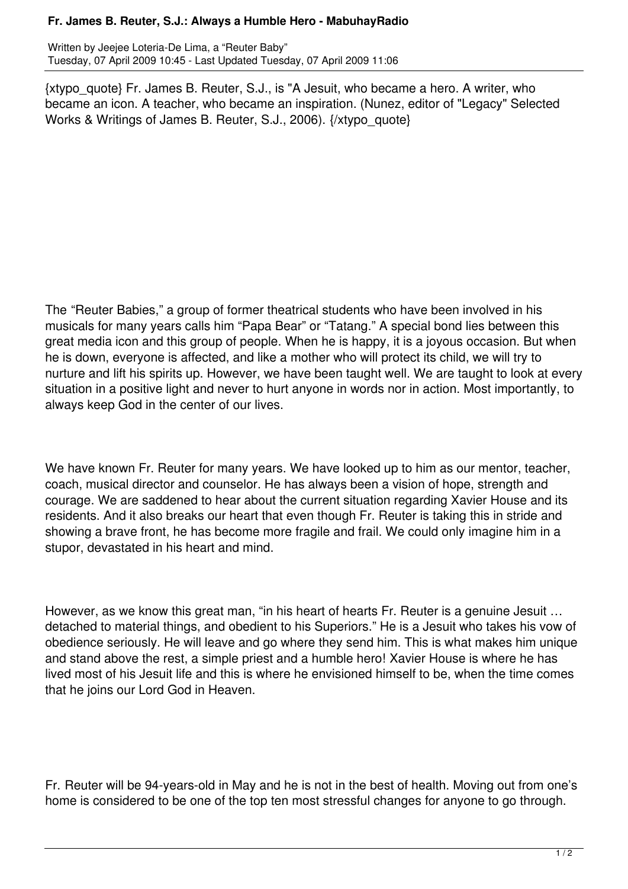# Fr. James B. Reuter, S.J.: Always a Humble Hero - MabuhayRadio

Written by Jeejee Loteria-De Lima, a "Reuter Baby"
Tuesday, 07 April 2009 10:45 - Last Updated Tuesday, 07 April 2009 11:06

{xtypo_quote} Fr. James B. Reuter, S.J., is "A Jesuit, who became a hero. A writer, who became an icon. A teacher, who became an inspiration. (Nunez, editor of "Legacy" Selected Works & Writings of James B. Reuter, S.J., 2006). {/xtypo_quote}

The "Reuter Babies," a group of former theatrical students who have been involved in his musicals for many years calls him "Papa Bear" or "Tatang." A special bond lies between this great media icon and this group of people. When he is happy, it is a joyous occasion. But when he is down, everyone is affected, and like a mother who will protect its child, we will try to nurture and lift his spirits up. However, we have been taught well. We are taught to look at every situation in a positive light and never to hurt anyone in words nor in action. Most importantly, to always keep God in the center of our lives.

We have known Fr. Reuter for many years. We have looked up to him as our mentor, teacher, coach, musical director and counselor. He has always been a vision of hope, strength and courage. We are saddened to hear about the current situation regarding Xavier House and its residents. And it also breaks our heart that even though Fr. Reuter is taking this in stride and showing a brave front, he has become more fragile and frail. We could only imagine him in a stupor, devastated in his heart and mind.

However, as we know this great man, "in his heart of hearts Fr. Reuter is a genuine Jesuit … detached to material things, and obedient to his Superiors." He is a Jesuit who takes his vow of obedience seriously. He will leave and go where they send him. This is what makes him unique and stand above the rest, a simple priest and a humble hero! Xavier House is where he has lived most of his Jesuit life and this is where he envisioned himself to be, when the time comes that he joins our Lord God in Heaven.

Fr. Reuter will be 94-years-old in May and he is not in the best of health. Moving out from one's home is considered to be one of the top ten most stressful changes for anyone to go through.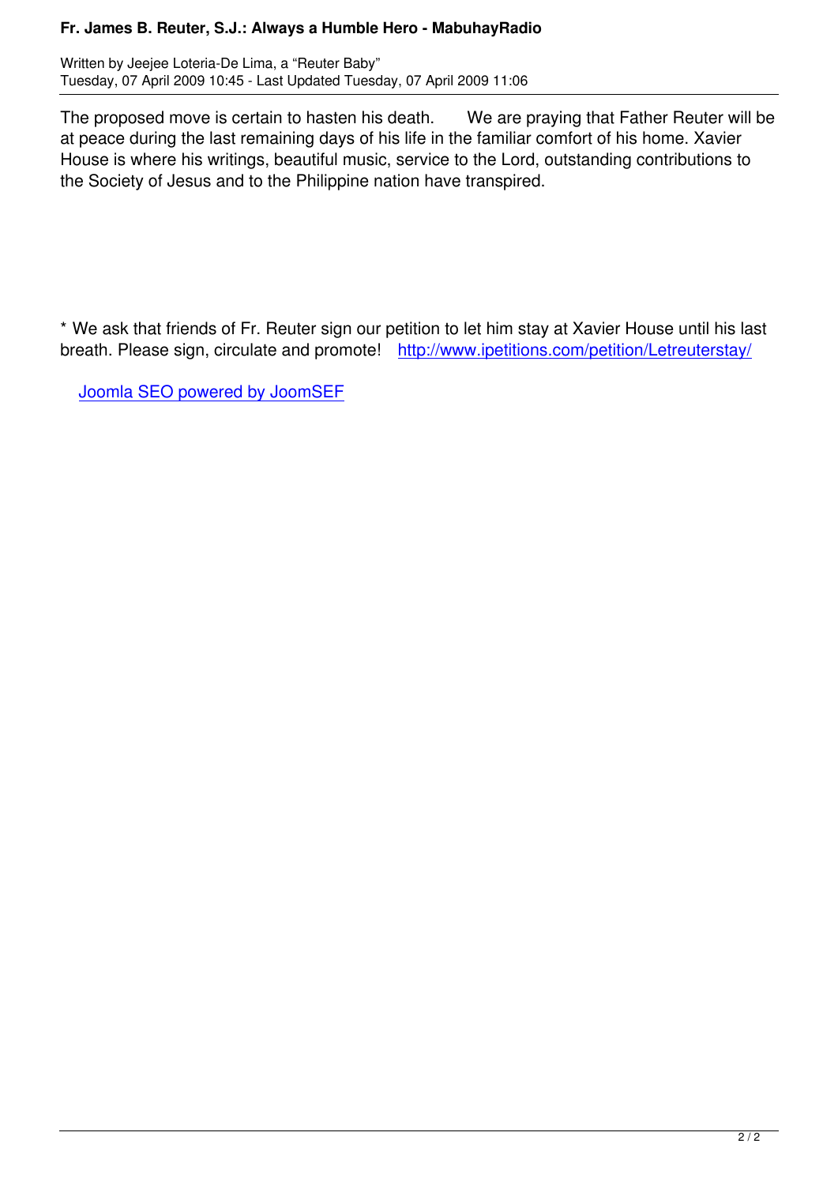The proposed move is certain to hasten his death. We are praying that Father Reuter will be at peace during the last remaining days of his life in the familiar comfort of his home. Xavier House is where his writings, beautiful music, service to the Lord, outstanding contributions to the Society of Jesus and to the Philippine nation have transpired.

* We ask that friends of Fr. Reuter sign our petition to let him stay at Xavier House until his last breath. Please sign, circulate and promote! [http://www.ipetitions.com/petition/Letreuterstay/](http://www.ipetitions.com/petition/Letreuterstay/)

[Joomla SEO powered by JoomSEF]